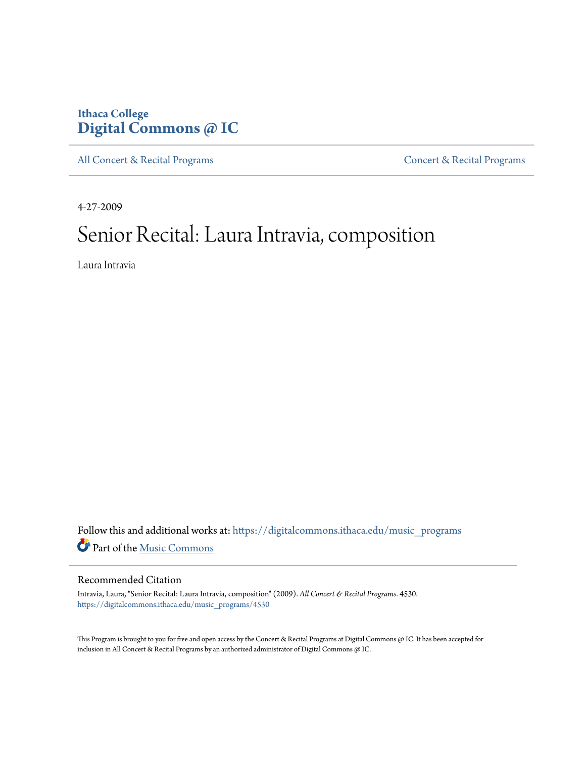Ithaca College
**Digital Commons @ IC**

All Concert & Recital Programs | Concert & Recital Programs

4-27-2009

# Senior Recital: Laura Intravia, composition

Laura Intravia

Follow this and additional works at: https://digitalcommons.ithaca.edu/music_programs

Part of the Music Commons

## Recommended Citation

Intravia, Laura, "Senior Recital: Laura Intravia, composition" (2009). *All Concert & Recital Programs*. 4530.
https://digitalcommons.ithaca.edu/music_programs/4530

This Program is brought to you for free and open access by the Concert & Recital Programs at Digital Commons @ IC. It has been accepted for inclusion in All Concert & Recital Programs by an authorized administrator of Digital Commons @ IC.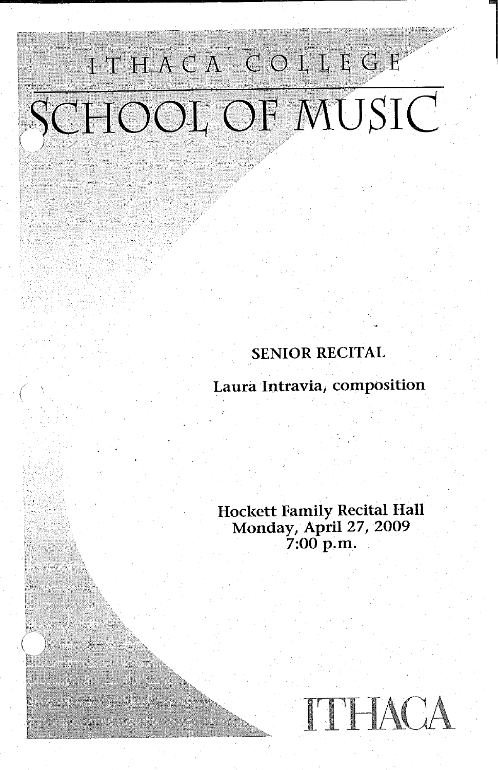ITHACA COLLEGE

# SCHOOL OF MUSIC

**SENIOR RECITAL**

**Laura Intravia, composition**

Hockett Family Recital Hall
Monday, April 27, 2009
7:00 p.m.

ITHACA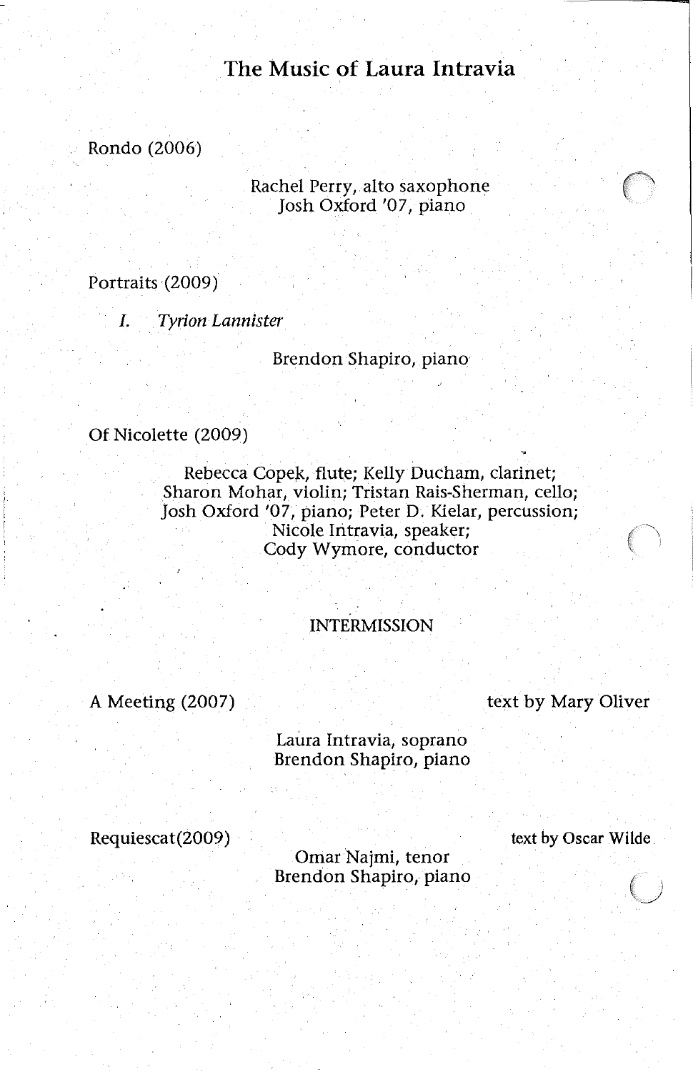# The Music of Laura Intravia

Rondo (2006)

Rachel Perry, alto saxophone
Josh Oxford '07, piano

Portraits (2009)

*I. Tyrion Lannister*

Brendon Shapiro, piano

Of Nicolette (2009)

Rebecca Copek, flute; Kelly Ducham, clarinet;
Sharon Mohar, violin; Tristan Rais-Sherman, cello;
Josh Oxford '07, piano; Peter D. Kielar, percussion;
Nicole Intravia, speaker;
Cody Wymore, conductor

INTERMISSION

A Meeting (2007) — text by Mary Oliver

Laura Intravia, soprano
Brendon Shapiro, piano

Requiescat(2009) — text by Oscar Wilde

Omar Najmi, tenor
Brendon Shapiro, piano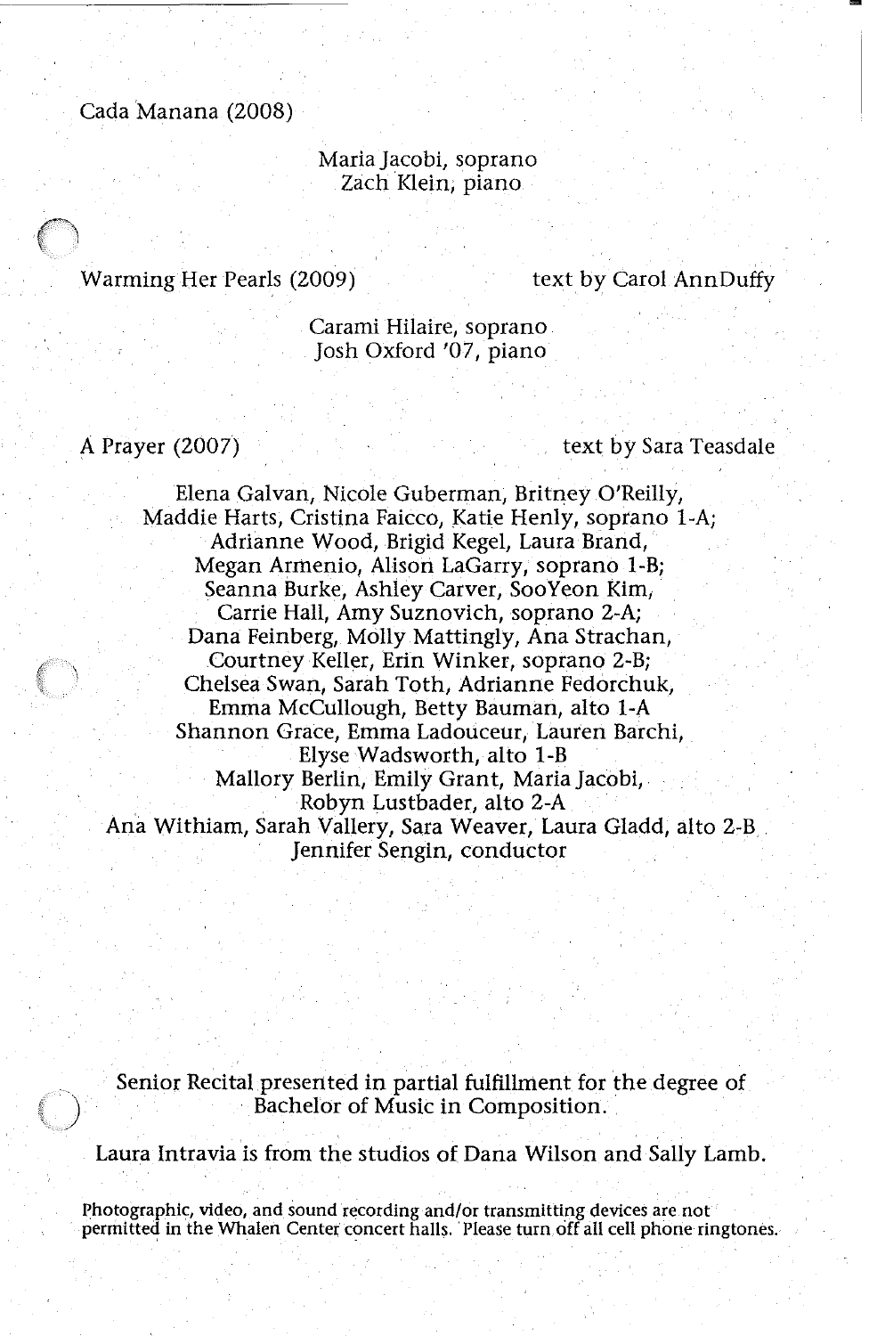Cada Manana (2008)

Maria Jacobi, soprano
Zach Klein, piano

Warming Her Pearls (2009) text by Carol AnnDuffy

Carami Hilaire, soprano
Josh Oxford '07, piano

A Prayer (2007) text by Sara Teasdale

Elena Galvan, Nicole Guberman, Britney O'Reilly,
Maddie Harts, Cristina Faicco, Katie Henly, soprano 1-A;
Adrianne Wood, Brigid Kegel, Laura Brand,
Megan Armenio, Alison LaGarry, soprano 1-B;
Seanna Burke, Ashley Carver, SooYeon Kim,
Carrie Hall, Amy Suznovich, soprano 2-A;
Dana Feinberg, Molly Mattingly, Ana Strachan,
Courtney Keller, Erin Winker, soprano 2-B;
Chelsea Swan, Sarah Toth, Adrianne Fedorchuk,
Emma McCullough, Betty Bauman, alto 1-A
Shannon Grace, Emma Ladouceur, Lauren Barchi,
Elyse Wadsworth, alto 1-B
Mallory Berlin, Emily Grant, Maria Jacobi,
Robyn Lustbader, alto 2-A
Ana Withiam, Sarah Vallery, Sara Weaver, Laura Gladd, alto 2-B
Jennifer Sengin, conductor

Senior Recital presented in partial fulfillment for the degree of Bachelor of Music in Composition.

Laura Intravia is from the studios of Dana Wilson and Sally Lamb.

Photographic, video, and sound recording and/or transmitting devices are not permitted in the Whalen Center concert halls. Please turn off all cell phone ringtones.